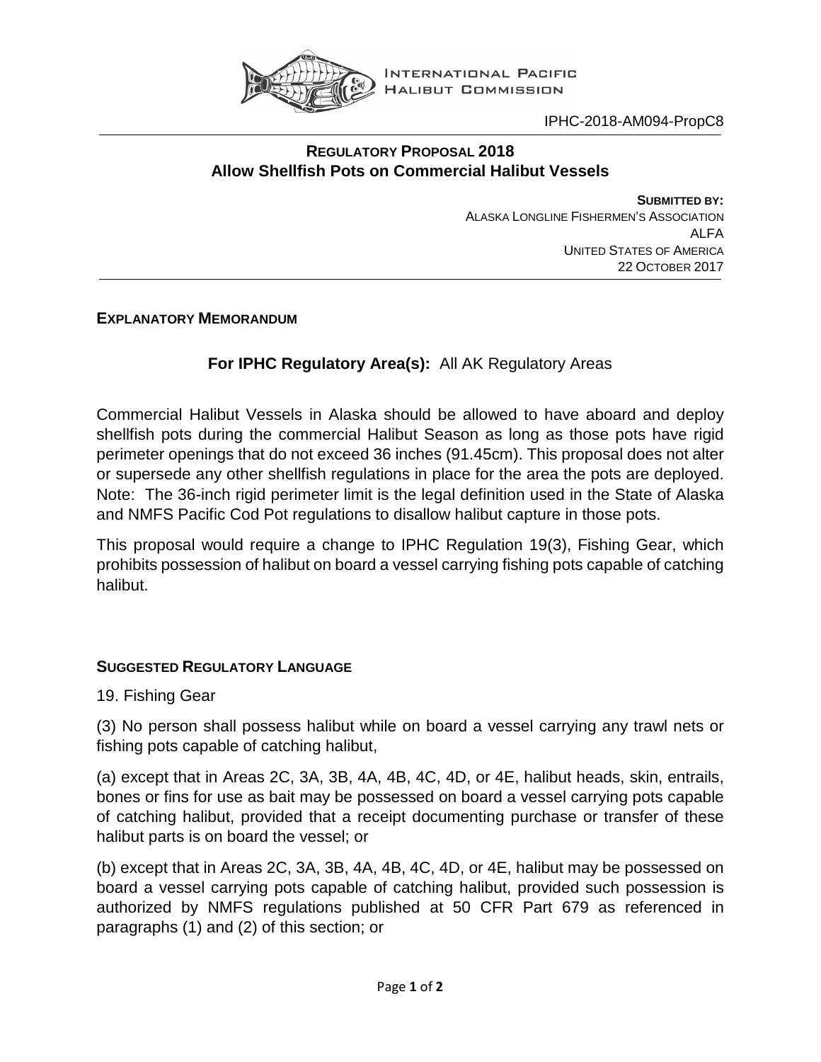INTERNATIONAL PACIFIC HALIBUT COMMISSION

IPHC-2018-AM094-PropC8

## REGULATORY PROPOSAL 2018
## Allow Shellfish Pots on Commercial Halibut Vessels

**SUBMITTED BY:**
ALASKA LONGLINE FISHERMEN'S ASSOCIATION
ALFA
UNITED STATES OF AMERICA
22 OCTOBER 2017

### EXPLANATORY MEMORANDUM

**For IPHC Regulatory Area(s):** All AK Regulatory Areas

Commercial Halibut Vessels in Alaska should be allowed to have aboard and deploy shellfish pots during the commercial Halibut Season as long as those pots have rigid perimeter openings that do not exceed 36 inches (91.45cm). This proposal does not alter or supersede any other shellfish regulations in place for the area the pots are deployed. Note: The 36-inch rigid perimeter limit is the legal definition used in the State of Alaska and NMFS Pacific Cod Pot regulations to disallow halibut capture in those pots.

This proposal would require a change to IPHC Regulation 19(3), Fishing Gear, which prohibits possession of halibut on board a vessel carrying fishing pots capable of catching halibut.

### SUGGESTED REGULATORY LANGUAGE

19. Fishing Gear

(3) No person shall possess halibut while on board a vessel carrying any trawl nets or fishing pots capable of catching halibut,

(a) except that in Areas 2C, 3A, 3B, 4A, 4B, 4C, 4D, or 4E, halibut heads, skin, entrails, bones or fins for use as bait may be possessed on board a vessel carrying pots capable of catching halibut, provided that a receipt documenting purchase or transfer of these halibut parts is on board the vessel; or

(b) except that in Areas 2C, 3A, 3B, 4A, 4B, 4C, 4D, or 4E, halibut may be possessed on board a vessel carrying pots capable of catching halibut, provided such possession is authorized by NMFS regulations published at 50 CFR Part 679 as referenced in paragraphs (1) and (2) of this section; or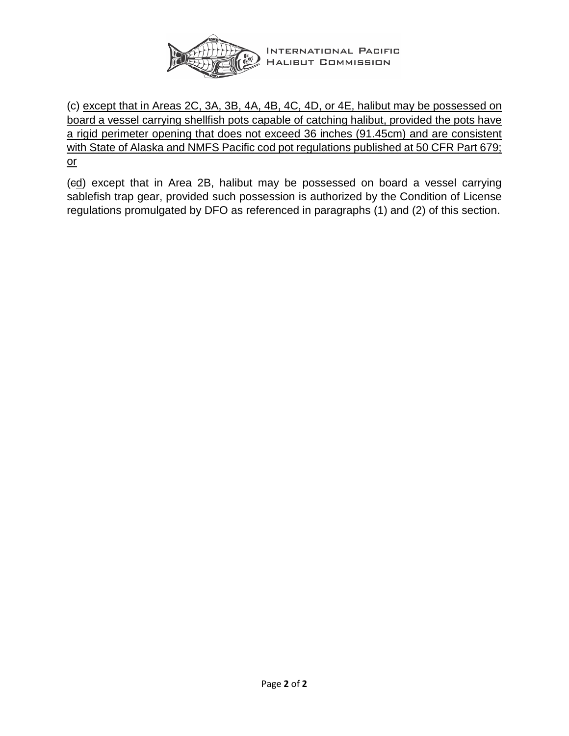(c) <u>except that in Areas 2C, 3A, 3B, 4A, 4B, 4C, 4D, or 4E, halibut may be possessed on board a vessel carrying shellfish pots capable of catching halibut, provided the pots have a rigid perimeter opening that does not exceed 36 inches (91.45cm) and are consistent with State of Alaska and NMFS Pacific cod pot regulations published at 50 CFR Part 679; or</u>

(~~c~~<u>d</u>) except that in Area 2B, halibut may be possessed on board a vessel carrying sablefish trap gear, provided such possession is authorized by the Condition of License regulations promulgated by DFO as referenced in paragraphs (1) and (2) of this section.